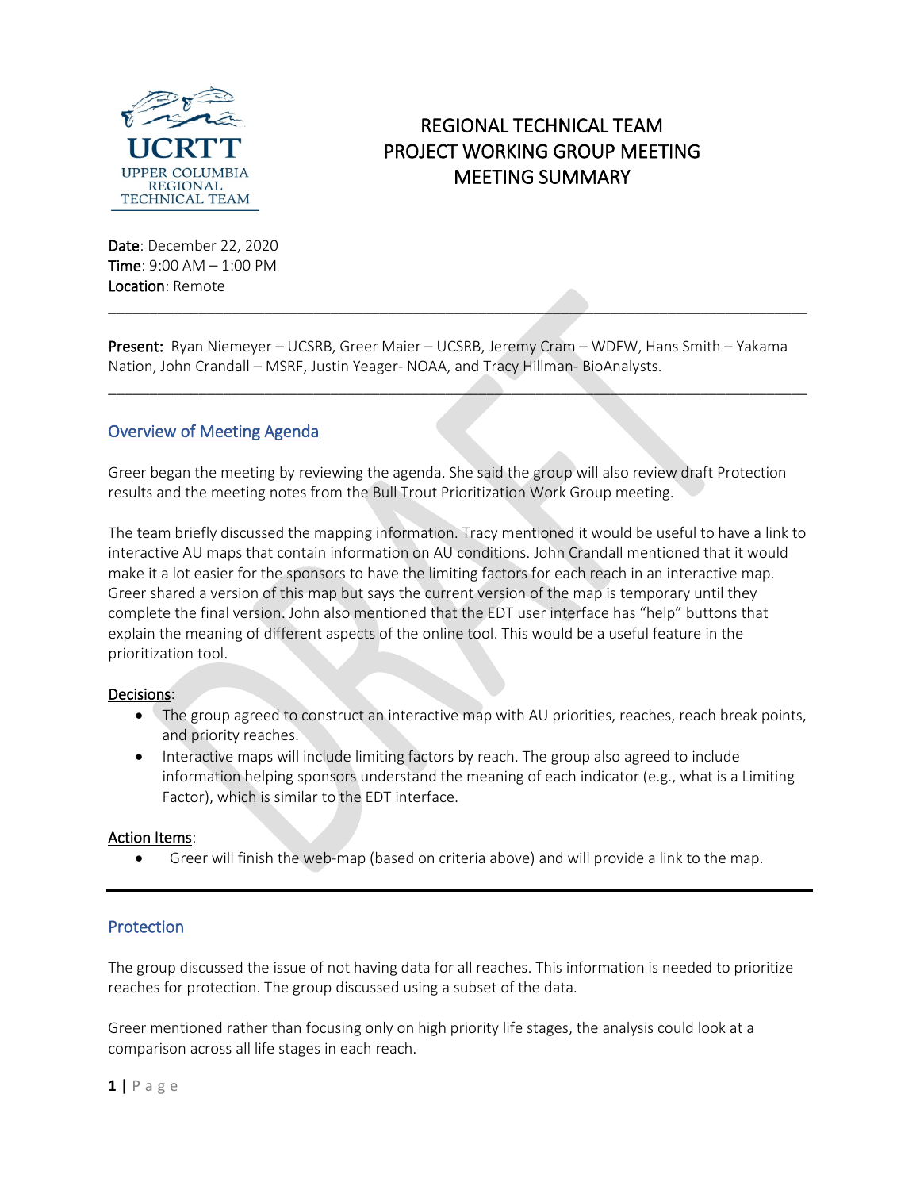# REGIONAL TECHNICAL TEAM
# PROJECT WORKING GROUP MEETING
# MEETING SUMMARY

**Date**: December 22, 2020
**Time**: 9:00 AM – 1:00 PM
**Location**: Remote

---

**Present:** Ryan Niemeyer – UCSRB, Greer Maier – UCSRB, Jeremy Cram – WDFW, Hans Smith – Yakama Nation, John Crandall – MSRF, Justin Yeager- NOAA, and Tracy Hillman- BioAnalysts.

---

## Overview of Meeting Agenda

Greer began the meeting by reviewing the agenda. She said the group will also review draft Protection results and the meeting notes from the Bull Trout Prioritization Work Group meeting.

The team briefly discussed the mapping information. Tracy mentioned it would be useful to have a link to interactive AU maps that contain information on AU conditions. John Crandall mentioned that it would make it a lot easier for the sponsors to have the limiting factors for each reach in an interactive map. Greer shared a version of this map but says the current version of the map is temporary until they complete the final version. John also mentioned that the EDT user interface has "help" buttons that explain the meaning of different aspects of the online tool. This would be a useful feature in the prioritization tool.

**Decisions**:

- The group agreed to construct an interactive map with AU priorities, reaches, reach break points, and priority reaches.
- Interactive maps will include limiting factors by reach. The group also agreed to include information helping sponsors understand the meaning of each indicator (e.g., what is a Limiting Factor), which is similar to the EDT interface.

**Action Items**:

- Greer will finish the web-map (based on criteria above) and will provide a link to the map.

---

## Protection

The group discussed the issue of not having data for all reaches. This information is needed to prioritize reaches for protection. The group discussed using a subset of the data.

Greer mentioned rather than focusing only on high priority life stages, the analysis could look at a comparison across all life stages in each reach.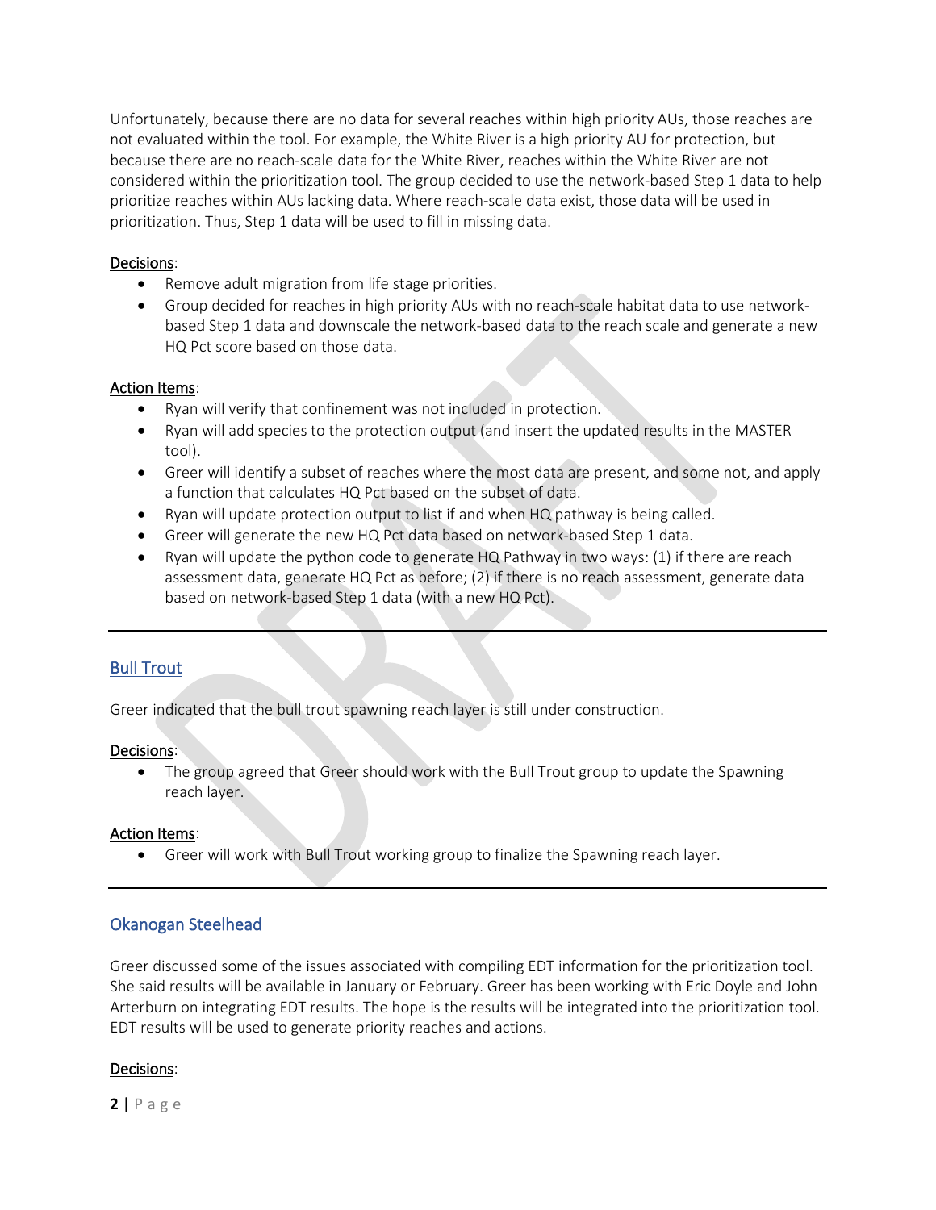Unfortunately, because there are no data for several reaches within high priority AUs, those reaches are not evaluated within the tool. For example, the White River is a high priority AU for protection, but because there are no reach-scale data for the White River, reaches within the White River are not considered within the prioritization tool. The group decided to use the network-based Step 1 data to help prioritize reaches within AUs lacking data. Where reach-scale data exist, those data will be used in prioritization. Thus, Step 1 data will be used to fill in missing data.

Decisions:

- Remove adult migration from life stage priorities.
- Group decided for reaches in high priority AUs with no reach-scale habitat data to use network-based Step 1 data and downscale the network-based data to the reach scale and generate a new HQ Pct score based on those data.

Action Items:

- Ryan will verify that confinement was not included in protection.
- Ryan will add species to the protection output (and insert the updated results in the MASTER tool).
- Greer will identify a subset of reaches where the most data are present, and some not, and apply a function that calculates HQ Pct based on the subset of data.
- Ryan will update protection output to list if and when HQ pathway is being called.
- Greer will generate the new HQ Pct data based on network-based Step 1 data.
- Ryan will update the python code to generate HQ Pathway in two ways: (1) if there are reach assessment data, generate HQ Pct as before; (2) if there is no reach assessment, generate data based on network-based Step 1 data (with a new HQ Pct).

---

## Bull Trout

Greer indicated that the bull trout spawning reach layer is still under construction.

Decisions:

- The group agreed that Greer should work with the Bull Trout group to update the Spawning reach layer.

Action Items:

- Greer will work with Bull Trout working group to finalize the Spawning reach layer.

---

## Okanogan Steelhead

Greer discussed some of the issues associated with compiling EDT information for the prioritization tool. She said results will be available in January or February. Greer has been working with Eric Doyle and John Arterburn on integrating EDT results. The hope is the results will be integrated into the prioritization tool. EDT results will be used to generate priority reaches and actions.

Decisions: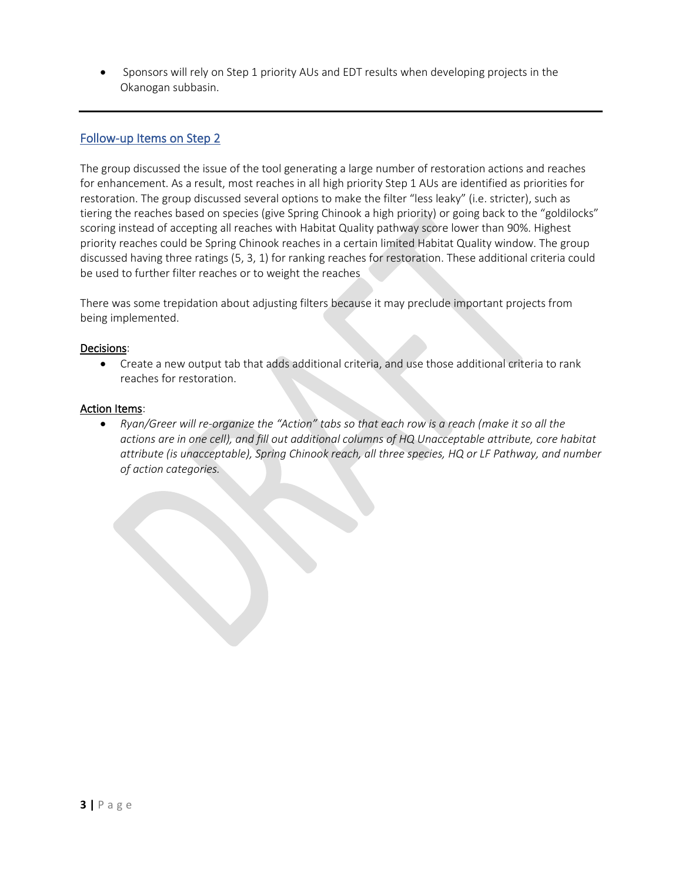- Sponsors will rely on Step 1 priority AUs and EDT results when developing projects in the Okanogan subbasin.

---

## Follow-up Items on Step 2

The group discussed the issue of the tool generating a large number of restoration actions and reaches for enhancement. As a result, most reaches in all high priority Step 1 AUs are identified as priorities for restoration. The group discussed several options to make the filter "less leaky" (i.e. stricter), such as tiering the reaches based on species (give Spring Chinook a high priority) or going back to the "goldilocks" scoring instead of accepting all reaches with Habitat Quality pathway score lower than 90%. Highest priority reaches could be Spring Chinook reaches in a certain limited Habitat Quality window. The group discussed having three ratings (5, 3, 1) for ranking reaches for restoration. These additional criteria could be used to further filter reaches or to weight the reaches

There was some trepidation about adjusting filters because it may preclude important projects from being implemented.

Decisions:

- Create a new output tab that adds additional criteria, and use those additional criteria to rank reaches for restoration.

Action Items:

- *Ryan/Greer will re-organize the "Action" tabs so that each row is a reach (make it so all the actions are in one cell), and fill out additional columns of HQ Unacceptable attribute, core habitat attribute (is unacceptable), Spring Chinook reach, all three species, HQ or LF Pathway, and number of action categories.*